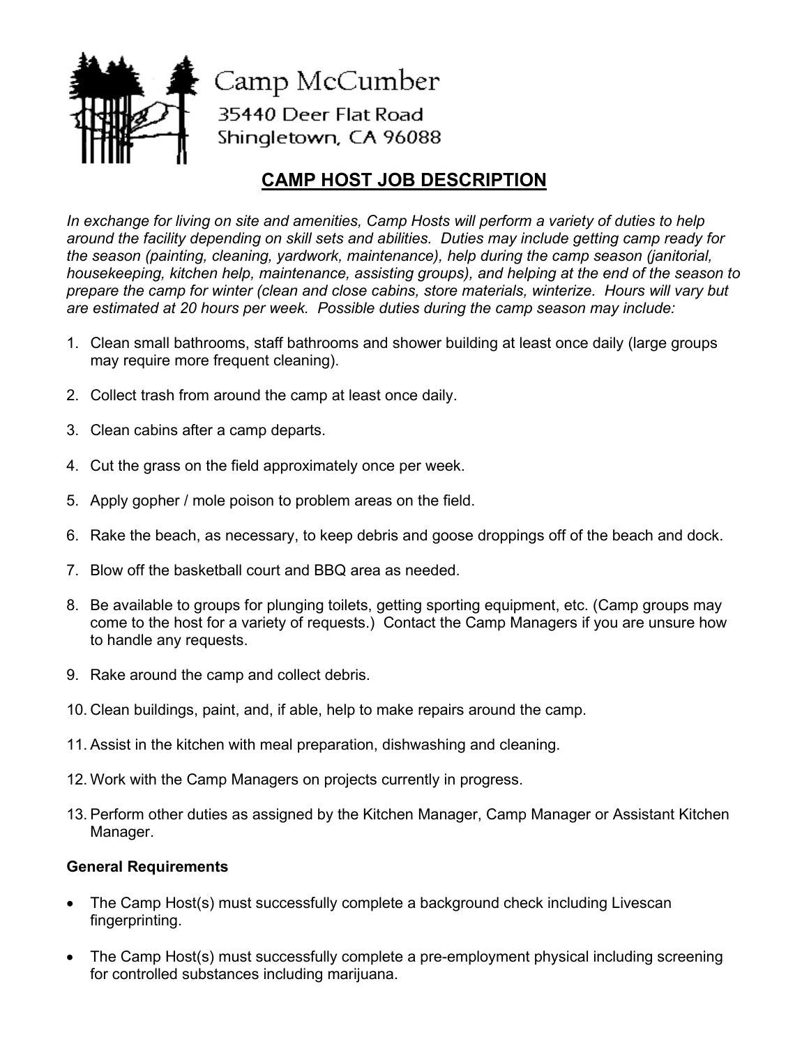Camp McCumber

35440 Deer Flat Road
Shingletown, CA 96088

# CAMP HOST JOB DESCRIPTION

*In exchange for living on site and amenities, Camp Hosts will perform a variety of duties to help around the facility depending on skill sets and abilities. Duties may include getting camp ready for the season (painting, cleaning, yardwork, maintenance), help during the camp season (janitorial, housekeeping, kitchen help, maintenance, assisting groups), and helping at the end of the season to prepare the camp for winter (clean and close cabins, store materials, winterize. Hours will vary but are estimated at 20 hours per week. Possible duties during the camp season may include:*

1. Clean small bathrooms, staff bathrooms and shower building at least once daily (large groups may require more frequent cleaning).
2. Collect trash from around the camp at least once daily.
3. Clean cabins after a camp departs.
4. Cut the grass on the field approximately once per week.
5. Apply gopher / mole poison to problem areas on the field.
6. Rake the beach, as necessary, to keep debris and goose droppings off of the beach and dock.
7. Blow off the basketball court and BBQ area as needed.
8. Be available to groups for plunging toilets, getting sporting equipment, etc. (Camp groups may come to the host for a variety of requests.) Contact the Camp Managers if you are unsure how to handle any requests.
9. Rake around the camp and collect debris.
10. Clean buildings, paint, and, if able, help to make repairs around the camp.
11. Assist in the kitchen with meal preparation, dishwashing and cleaning.
12. Work with the Camp Managers on projects currently in progress.
13. Perform other duties as assigned by the Kitchen Manager, Camp Manager or Assistant Kitchen Manager.

**General Requirements**

- The Camp Host(s) must successfully complete a background check including Livescan fingerprinting.
- The Camp Host(s) must successfully complete a pre-employment physical including screening for controlled substances including marijuana.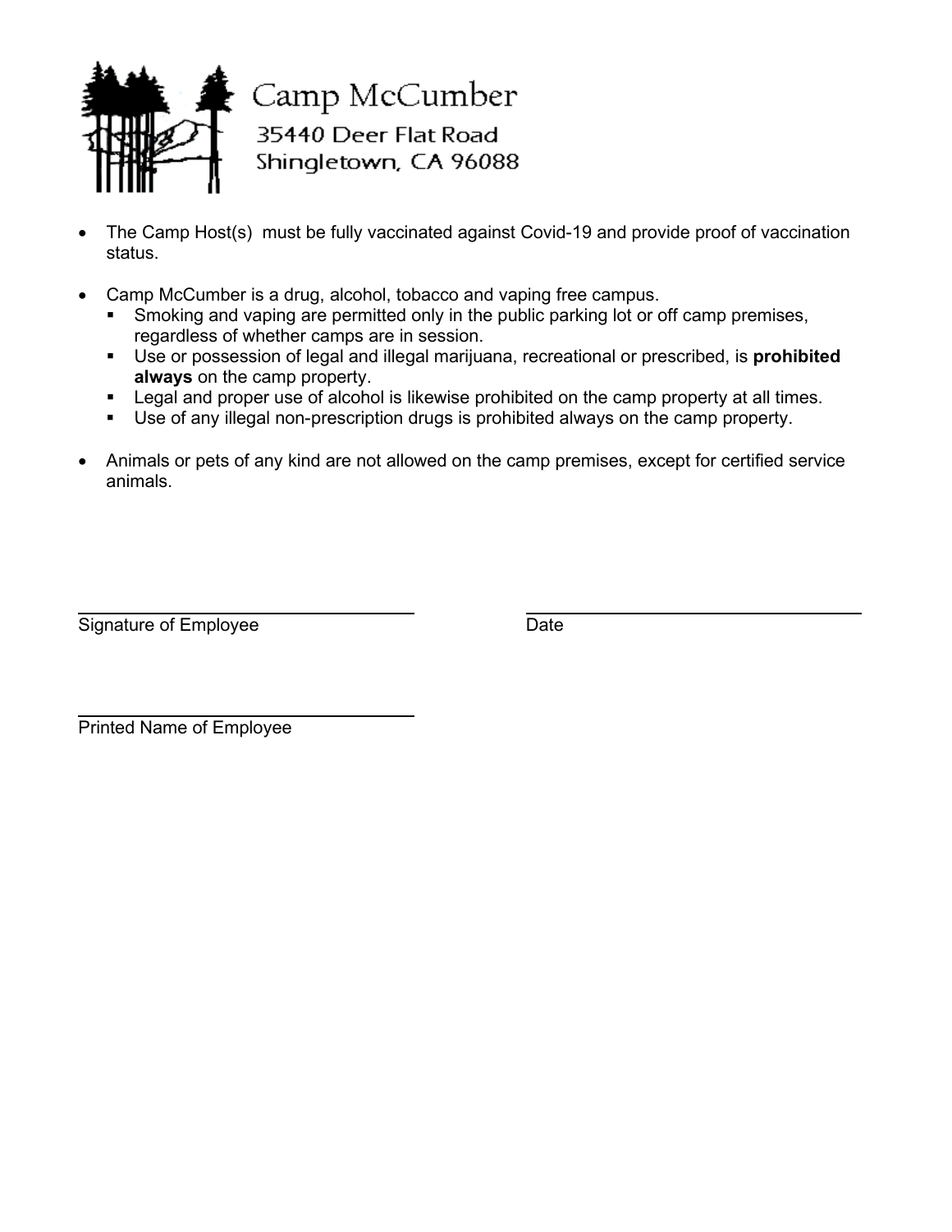Camp McCumber
35440 Deer Flat Road
Shingletown, CA 96088

- The Camp Host(s) must be fully vaccinated against Covid-19 and provide proof of vaccination status.

- Camp McCumber is a drug, alcohol, tobacco and vaping free campus.
  - Smoking and vaping are permitted only in the public parking lot or off camp premises, regardless of whether camps are in session.
  - Use or possession of legal and illegal marijuana, recreational or prescribed, is **prohibited always** on the camp property.
  - Legal and proper use of alcohol is likewise prohibited on the camp property at all times.
  - Use of any illegal non-prescription drugs is prohibited always on the camp property.

- Animals or pets of any kind are not allowed on the camp premises, except for certified service animals.

\_\_\_\_\_\_\_\_\_\_\_\_\_\_\_\_\_\_\_\_\_\_\_\_\_\_\_\_\_\_\_\_\_\_\_\_  
Signature of Employee

\_\_\_\_\_\_\_\_\_\_\_\_\_\_\_\_\_\_\_\_\_\_\_\_\_\_\_\_\_\_\_\_\_\_\_\_  
Date

\_\_\_\_\_\_\_\_\_\_\_\_\_\_\_\_\_\_\_\_\_\_\_\_\_\_\_\_\_\_\_\_\_\_\_\_  
Printed Name of Employee